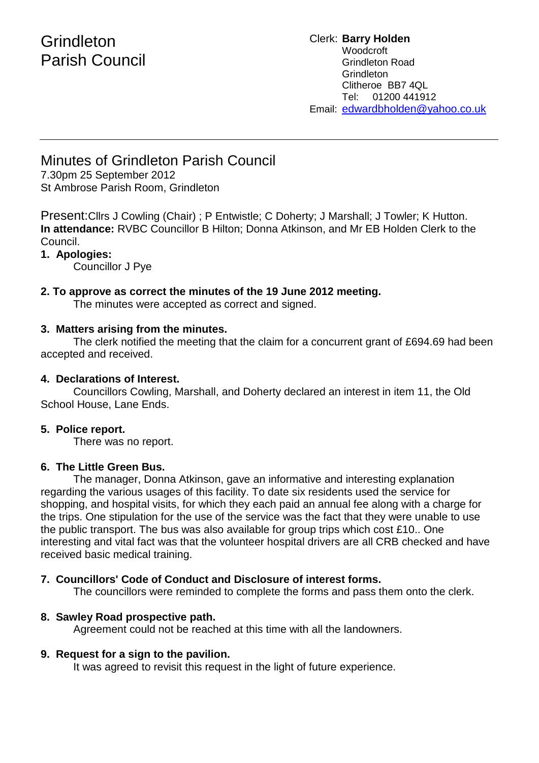# Grindleton Parish Council

Clerk: **Barry Holden**
Woodcroft
Grindleton Road
Grindleton
Clitheroe BB7 4QL
Tel: 01200 441912
Email: edwardbholden@yahoo.co.uk

---

## Minutes of Grindleton Parish Council

7.30pm 25 September 2012
St Ambrose Parish Room, Grindleton

Present: Cllrs J Cowling (Chair) ; P Entwistle; C Doherty; J Marshall; J Towler; K Hutton.
**In attendance:** RVBC Councillor B Hilton; Donna Atkinson, and Mr EB Holden Clerk to the Council.

**1. Apologies:**

Councillor J Pye

**2. To approve as correct the minutes of the 19 June 2012 meeting.**

The minutes were accepted as correct and signed.

**3. Matters arising from the minutes.**

The clerk notified the meeting that the claim for a concurrent grant of £694.69 had been accepted and received.

**4. Declarations of Interest.**

Councillors Cowling, Marshall, and Doherty declared an interest in item 11, the Old School House, Lane Ends.

**5. Police report.**

There was no report.

**6. The Little Green Bus.**

The manager, Donna Atkinson, gave an informative and interesting explanation regarding the various usages of this facility. To date six residents used the service for shopping, and hospital visits, for which they each paid an annual fee along with a charge for the trips. One stipulation for the use of the service was the fact that they were unable to use the public transport. The bus was also available for group trips which cost £10.. One interesting and vital fact was that the volunteer hospital drivers are all CRB checked and have received basic medical training.

**7. Councillors' Code of Conduct and Disclosure of interest forms.**

The councillors were reminded to complete the forms and pass them onto the clerk.

**8. Sawley Road prospective path.**

Agreement could not be reached at this time with all the landowners.

**9. Request for a sign to the pavilion.**

It was agreed to revisit this request in the light of future experience.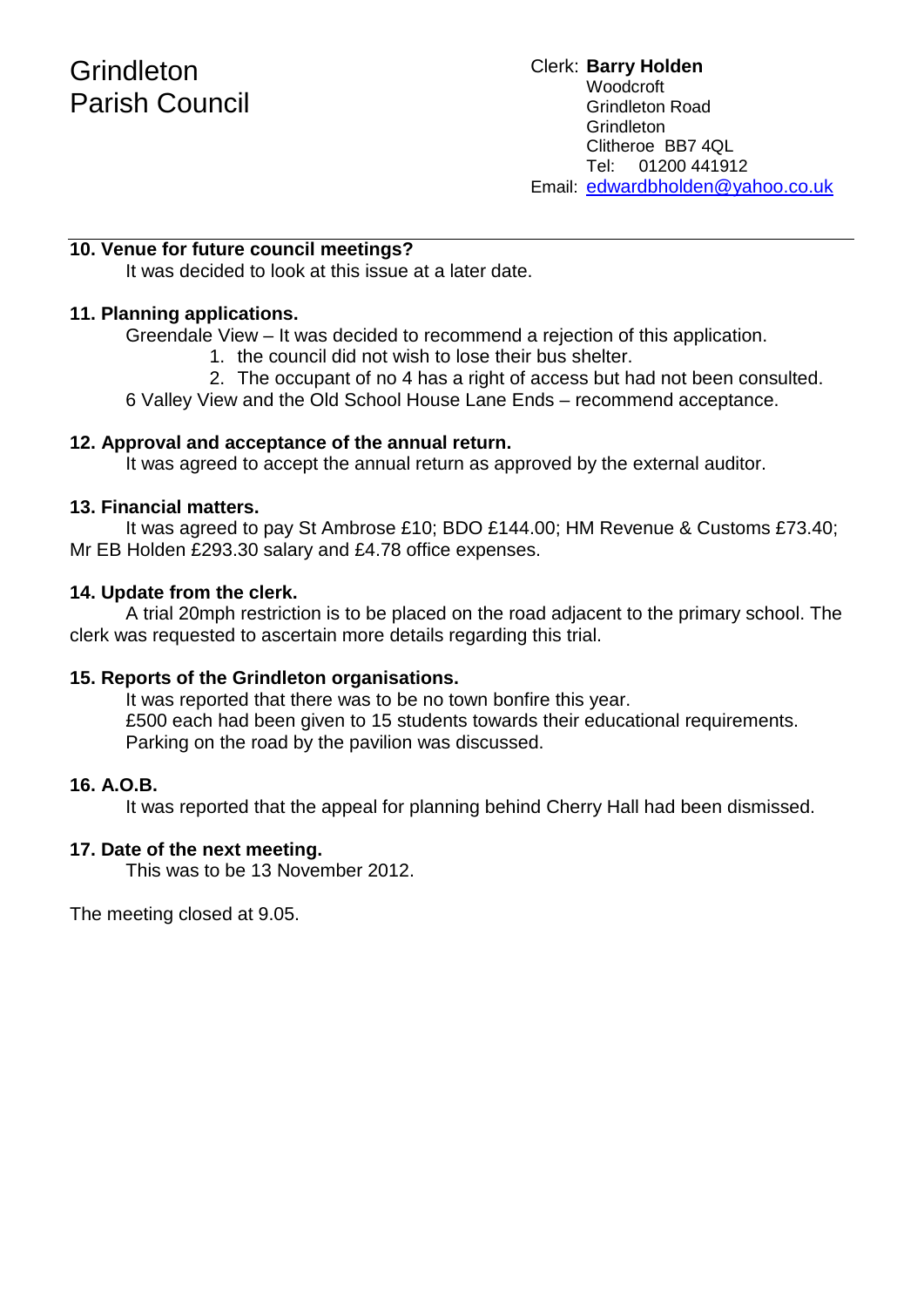# Grindleton Parish Council

Clerk: **Barry Holden**
Woodcroft
Grindleton Road
Grindleton
Clitheroe BB7 4QL
Tel: 01200 441912
Email: edwardbholden@yahoo.co.uk

---

**10. Venue for future council meetings?**

It was decided to look at this issue at a later date.

**11. Planning applications.**

Greendale View – It was decided to recommend a rejection of this application.

1. the council did not wish to lose their bus shelter.
2. The occupant of no 4 has a right of access but had not been consulted.

6 Valley View and the Old School House Lane Ends – recommend acceptance.

**12. Approval and acceptance of the annual return.**

It was agreed to accept the annual return as approved by the external auditor.

**13. Financial matters.**

It was agreed to pay St Ambrose £10; BDO £144.00; HM Revenue & Customs £73.40; Mr EB Holden £293.30 salary and £4.78 office expenses.

**14. Update from the clerk.**

A trial 20mph restriction is to be placed on the road adjacent to the primary school. The clerk was requested to ascertain more details regarding this trial.

**15. Reports of the Grindleton organisations.**

It was reported that there was to be no town bonfire this year.
£500 each had been given to 15 students towards their educational requirements.
Parking on the road by the pavilion was discussed.

**16. A.O.B.**

It was reported that the appeal for planning behind Cherry Hall had been dismissed.

**17. Date of the next meeting.**

This was to be 13 November 2012.

The meeting closed at 9.05.